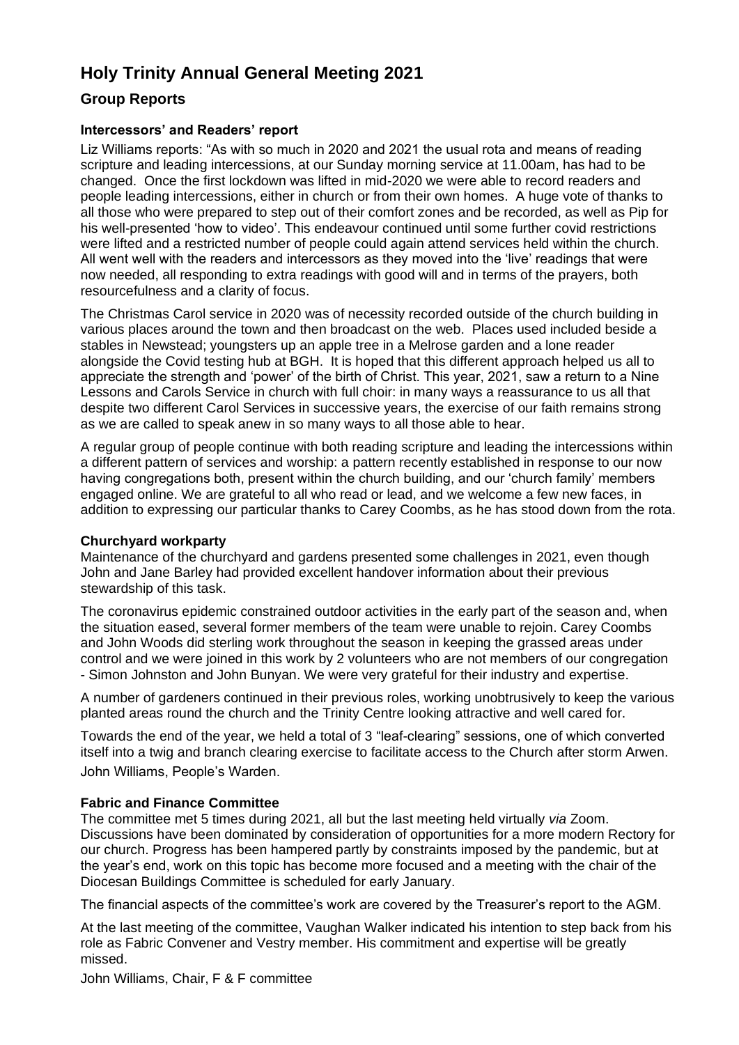# Holy Trinity Annual General Meeting 2021

## Group Reports

### Intercessors' and Readers' report

Liz Williams reports: "As with so much in 2020 and 2021 the usual rota and means of reading scripture and leading intercessions, at our Sunday morning service at 11.00am, has had to be changed. Once the first lockdown was lifted in mid-2020 we were able to record readers and people leading intercessions, either in church or from their own homes. A huge vote of thanks to all those who were prepared to step out of their comfort zones and be recorded, as well as Pip for his well-presented 'how to video'. This endeavour continued until some further covid restrictions were lifted and a restricted number of people could again attend services held within the church. All went well with the readers and intercessors as they moved into the 'live' readings that were now needed, all responding to extra readings with good will and in terms of the prayers, both resourcefulness and a clarity of focus.

The Christmas Carol service in 2020 was of necessity recorded outside of the church building in various places around the town and then broadcast on the web. Places used included beside a stables in Newstead; youngsters up an apple tree in a Melrose garden and a lone reader alongside the Covid testing hub at BGH. It is hoped that this different approach helped us all to appreciate the strength and 'power' of the birth of Christ. This year, 2021, saw a return to a Nine Lessons and Carols Service in church with full choir: in many ways a reassurance to us all that despite two different Carol Services in successive years, the exercise of our faith remains strong as we are called to speak anew in so many ways to all those able to hear.

A regular group of people continue with both reading scripture and leading the intercessions within a different pattern of services and worship: a pattern recently established in response to our now having congregations both, present within the church building, and our 'church family' members engaged online. We are grateful to all who read or lead, and we welcome a few new faces, in addition to expressing our particular thanks to Carey Coombs, as he has stood down from the rota.

### Churchyard workparty

Maintenance of the churchyard and gardens presented some challenges in 2021, even though John and Jane Barley had provided excellent handover information about their previous stewardship of this task.

The coronavirus epidemic constrained outdoor activities in the early part of the season and, when the situation eased, several former members of the team were unable to rejoin. Carey Coombs and John Woods did sterling work throughout the season in keeping the grassed areas under control and we were joined in this work by 2 volunteers who are not members of our congregation - Simon Johnston and John Bunyan. We were very grateful for their industry and expertise.

A number of gardeners continued in their previous roles, working unobtrusively to keep the various planted areas round the church and the Trinity Centre looking attractive and well cared for.

Towards the end of the year, we held a total of 3 "leaf-clearing" sessions, one of which converted itself into a twig and branch clearing exercise to facilitate access to the Church after storm Arwen.

John Williams, People's Warden.

### Fabric and Finance Committee

The committee met 5 times during 2021, all but the last meeting held virtually *via* Zoom. Discussions have been dominated by consideration of opportunities for a more modern Rectory for our church. Progress has been hampered partly by constraints imposed by the pandemic, but at the year's end, work on this topic has become more focused and a meeting with the chair of the Diocesan Buildings Committee is scheduled for early January.

The financial aspects of the committee's work are covered by the Treasurer's report to the AGM.

At the last meeting of the committee, Vaughan Walker indicated his intention to step back from his role as Fabric Convener and Vestry member. His commitment and expertise will be greatly missed.

John Williams, Chair, F & F committee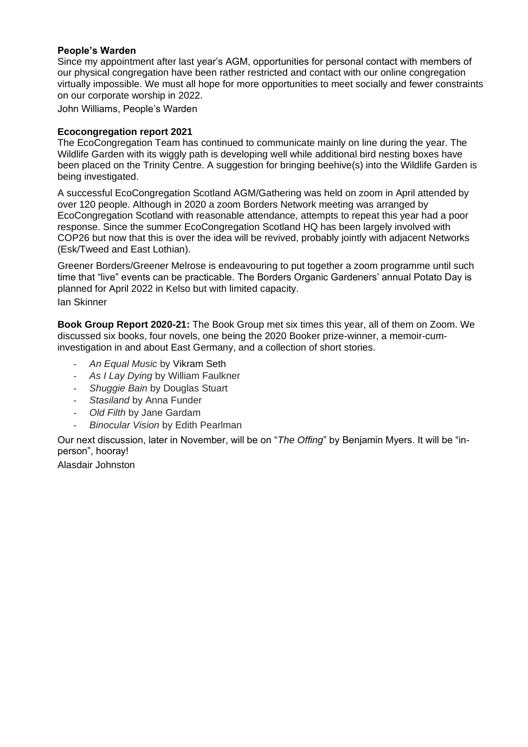**People's Warden**

Since my appointment after last year's AGM, opportunities for personal contact with members of our physical congregation have been rather restricted and contact with our online congregation virtually impossible. We must all hope for more opportunities to meet socially and fewer constraints on our corporate worship in 2022.

John Williams, People's Warden

**Ecocongregation report 2021**

The EcoCongregation Team has continued to communicate mainly on line during the year. The Wildlife Garden with its wiggly path is developing well while additional bird nesting boxes have been placed on the Trinity Centre. A suggestion for bringing beehive(s) into the Wildlife Garden is being investigated.

A successful EcoCongregation Scotland AGM/Gathering was held on zoom in April attended by over 120 people. Although in 2020 a zoom Borders Network meeting was arranged by EcoCongregation Scotland with reasonable attendance, attempts to repeat this year had a poor response. Since the summer EcoCongregation Scotland HQ has been largely involved with COP26 but now that this is over the idea will be revived, probably jointly with adjacent Networks (Esk/Tweed and East Lothian).

Greener Borders/Greener Melrose is endeavouring to put together a zoom programme until such time that "live" events can be practicable. The Borders Organic Gardeners' annual Potato Day is planned for April 2022 in Kelso but with limited capacity.

Ian Skinner

**Book Group Report 2020-21:** The Book Group met six times this year, all of them on Zoom. We discussed six books, four novels, one being the 2020 Booker prize-winner, a memoir-cum-investigation in and about East Germany, and a collection of short stories.

- *An Equal Music* by Vikram Seth
- *As I Lay Dying* by William Faulkner
- *Shuggie Bain* by Douglas Stuart
- *Stasiland* by Anna Funder
- *Old Filth* by Jane Gardam
- *Binocular Vision* by Edith Pearlman

Our next discussion, later in November, will be on "*The Offing*" by Benjamin Myers. It will be "in-person", hooray!

Alasdair Johnston